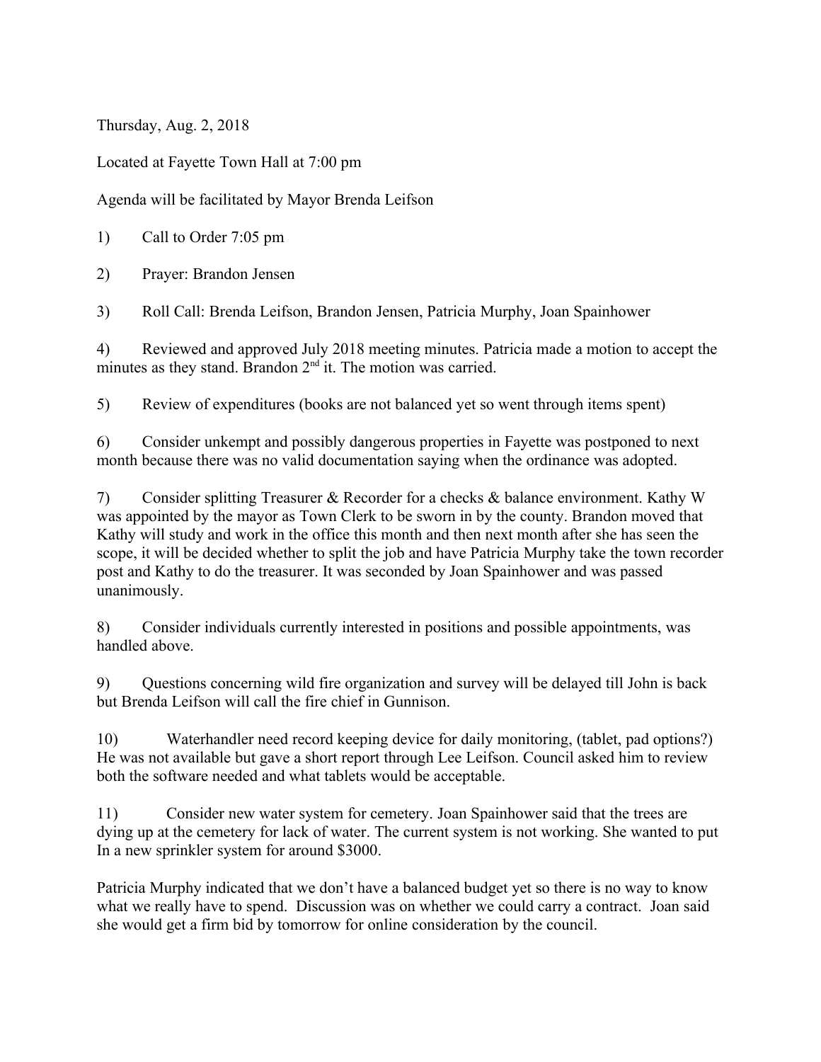Thursday, Aug. 2, 2018

Located at Fayette Town Hall at 7:00 pm

Agenda will be facilitated by Mayor Brenda Leifson

1) Call to Order 7:05 pm

2) Prayer: Brandon Jensen

3) Roll Call: Brenda Leifson, Brandon Jensen, Patricia Murphy, Joan Spainhower

4) Reviewed and approved July 2018 meeting minutes. Patricia made a motion to accept the minutes as they stand. Brandon 2nd it. The motion was carried.

5) Review of expenditures (books are not balanced yet so went through items spent)

6) Consider unkempt and possibly dangerous properties in Fayette was postponed to next month because there was no valid documentation saying when the ordinance was adopted.

7) Consider splitting Treasurer & Recorder for a checks & balance environment. Kathy W was appointed by the mayor as Town Clerk to be sworn in by the county. Brandon moved that Kathy will study and work in the office this month and then next month after she has seen the scope, it will be decided whether to split the job and have Patricia Murphy take the town recorder post and Kathy to do the treasurer. It was seconded by Joan Spainhower and was passed unanimously.

8) Consider individuals currently interested in positions and possible appointments, was handled above.

9) Questions concerning wild fire organization and survey will be delayed till John is back but Brenda Leifson will call the fire chief in Gunnison.

10) Waterhandler need record keeping device for daily monitoring, (tablet, pad options?) He was not available but gave a short report through Lee Leifson. Council asked him to review both the software needed and what tablets would be acceptable.

11) Consider new water system for cemetery. Joan Spainhower said that the trees are dying up at the cemetery for lack of water. The current system is not working. She wanted to put In a new sprinkler system for around $3000.

Patricia Murphy indicated that we don't have a balanced budget yet so there is no way to know what we really have to spend. Discussion was on whether we could carry a contract. Joan said she would get a firm bid by tomorrow for online consideration by the council.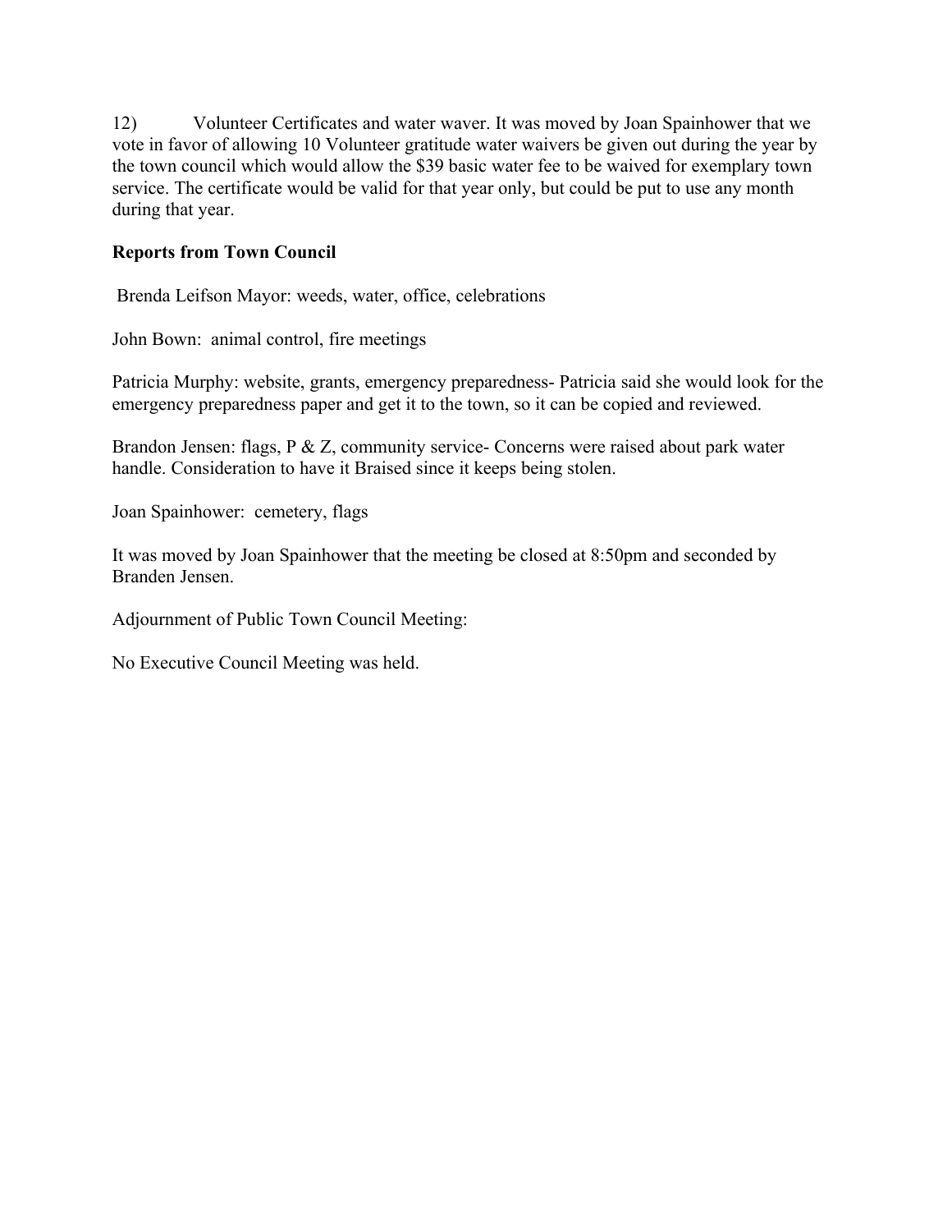12) Volunteer Certificates and water waver. It was moved by Joan Spainhower that we vote in favor of allowing 10 Volunteer gratitude water waivers be given out during the year by the town council which would allow the $39 basic water fee to be waived for exemplary town service. The certificate would be valid for that year only, but could be put to use any month during that year.

**Reports from Town Council**

Brenda Leifson Mayor: weeds, water, office, celebrations

John Bown: animal control, fire meetings

Patricia Murphy: website, grants, emergency preparedness- Patricia said she would look for the emergency preparedness paper and get it to the town, so it can be copied and reviewed.

Brandon Jensen: flags, P & Z, community service- Concerns were raised about park water handle. Consideration to have it Braised since it keeps being stolen.

Joan Spainhower: cemetery, flags

It was moved by Joan Spainhower that the meeting be closed at 8:50pm and seconded by Branden Jensen.

Adjournment of Public Town Council Meeting:

No Executive Council Meeting was held.